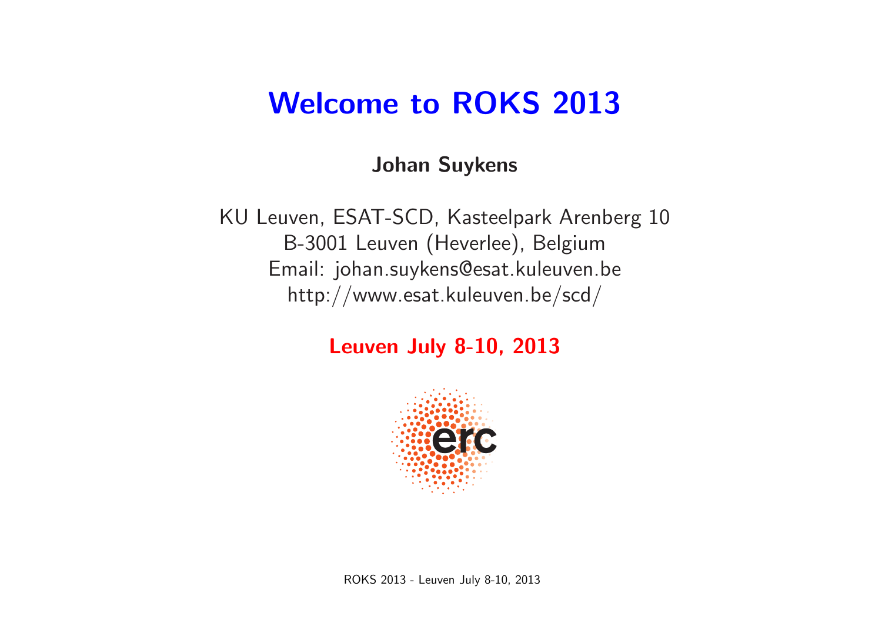# Welcome to ROKS 2013

**Johan Suykens**

KU Leuven, ESAT-SCD, Kasteelpark Arenberg 10
B-3001 Leuven (Heverlee), Belgium
Email: johan.suykens@esat.kuleuven.be
http://www.esat.kuleuven.be/scd/

**Leuven July 8-10, 2013**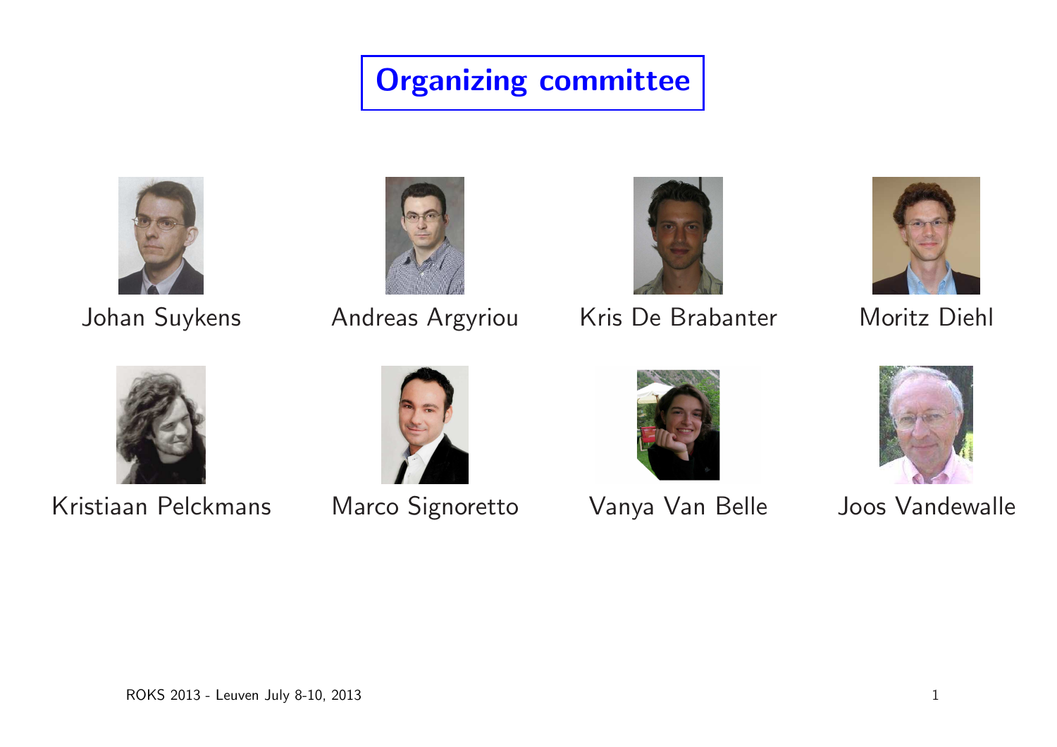# Organizing committee

Johan Suykens

Andreas Argyriou

Kris De Brabanter

Moritz Diehl

Kristiaan Pelckmans

Marco Signoretto

Vanya Van Belle

Joos Vandewalle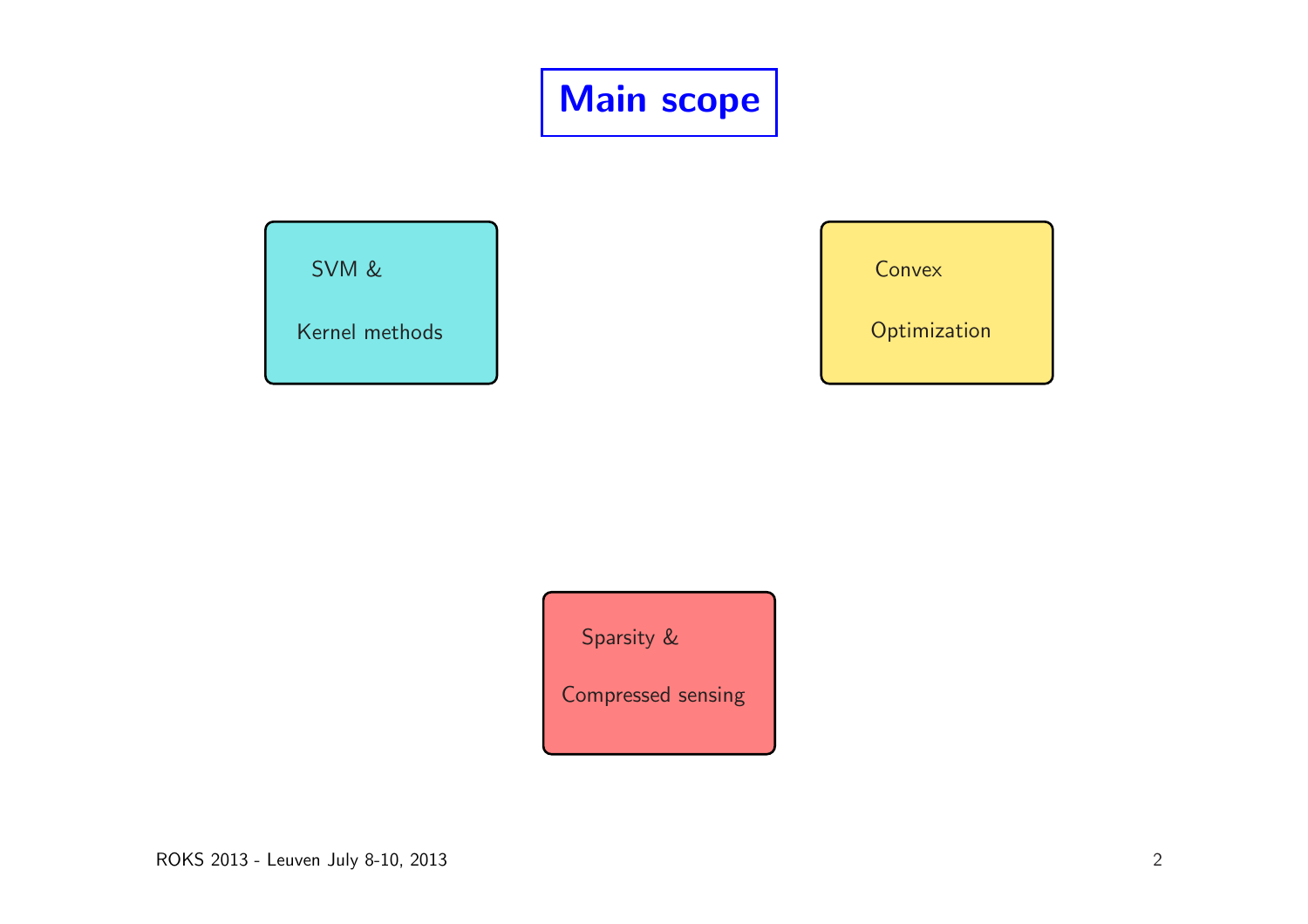# Main scope

SVM & Kernel methods

Convex Optimization

Sparsity & Compressed sensing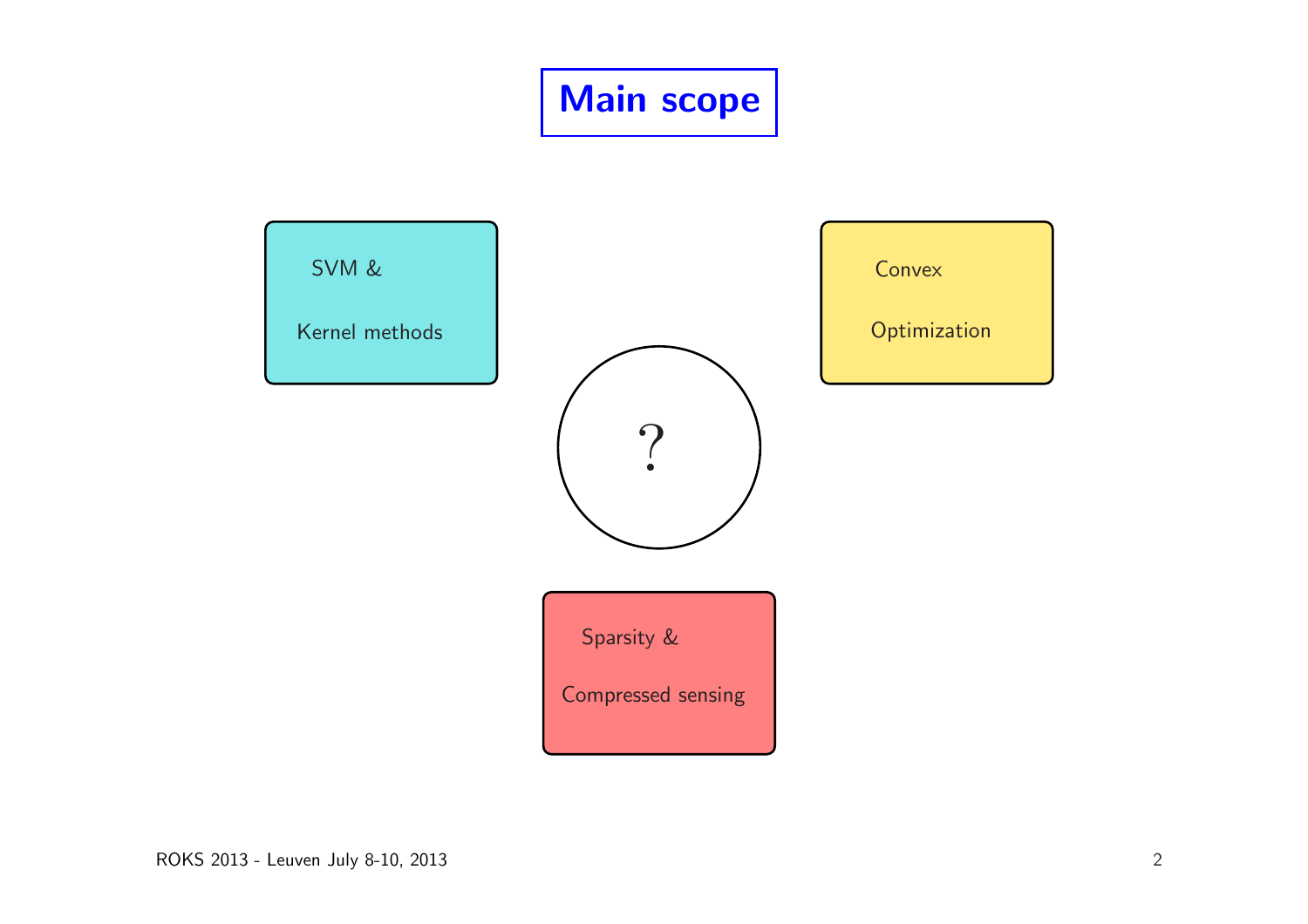# Main scope

SVM &

Kernel methods

Convex

Optimization

?

Sparsity &

Compressed sensing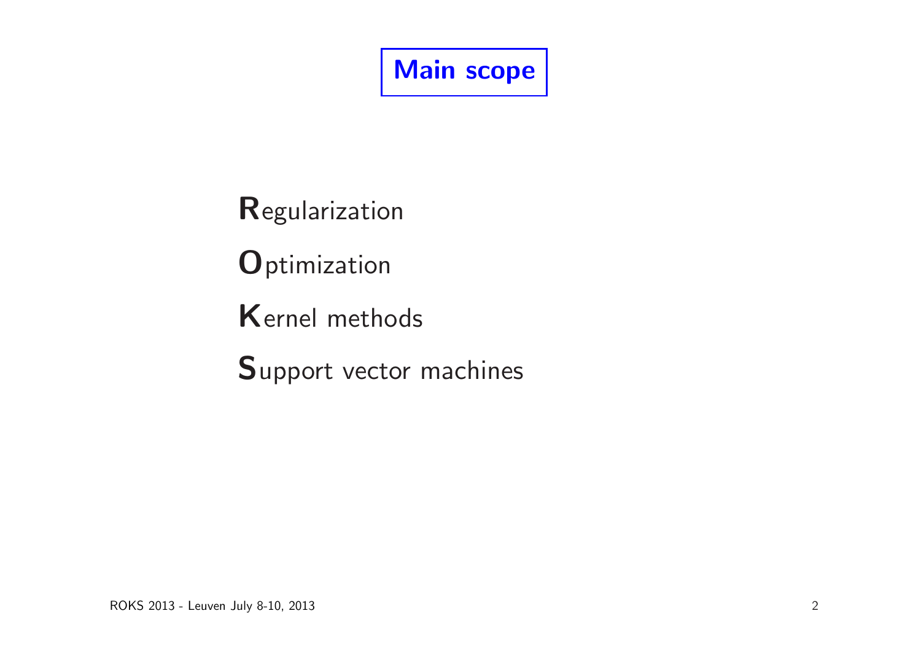# Main scope

**R**egularization

**O**ptimization

**K**ernel methods

**S**upport vector machines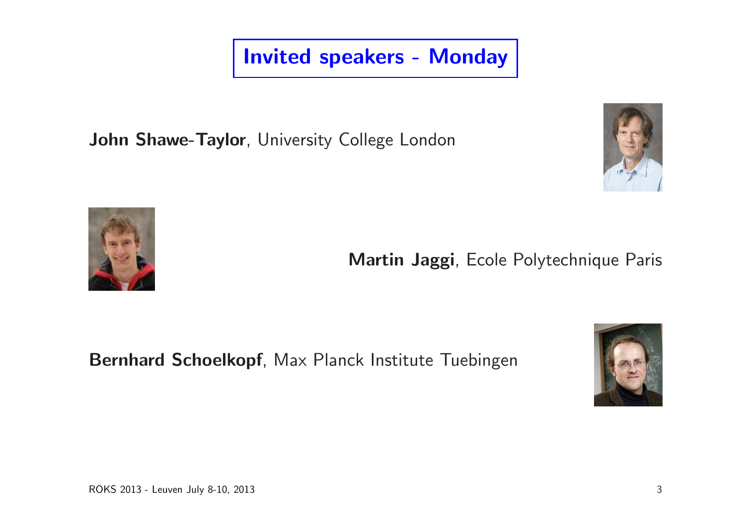# Invited speakers - Monday

**John Shawe-Taylor**, University College London

**Martin Jaggi**, Ecole Polytechnique Paris

**Bernhard Schoelkopf**, Max Planck Institute Tuebingen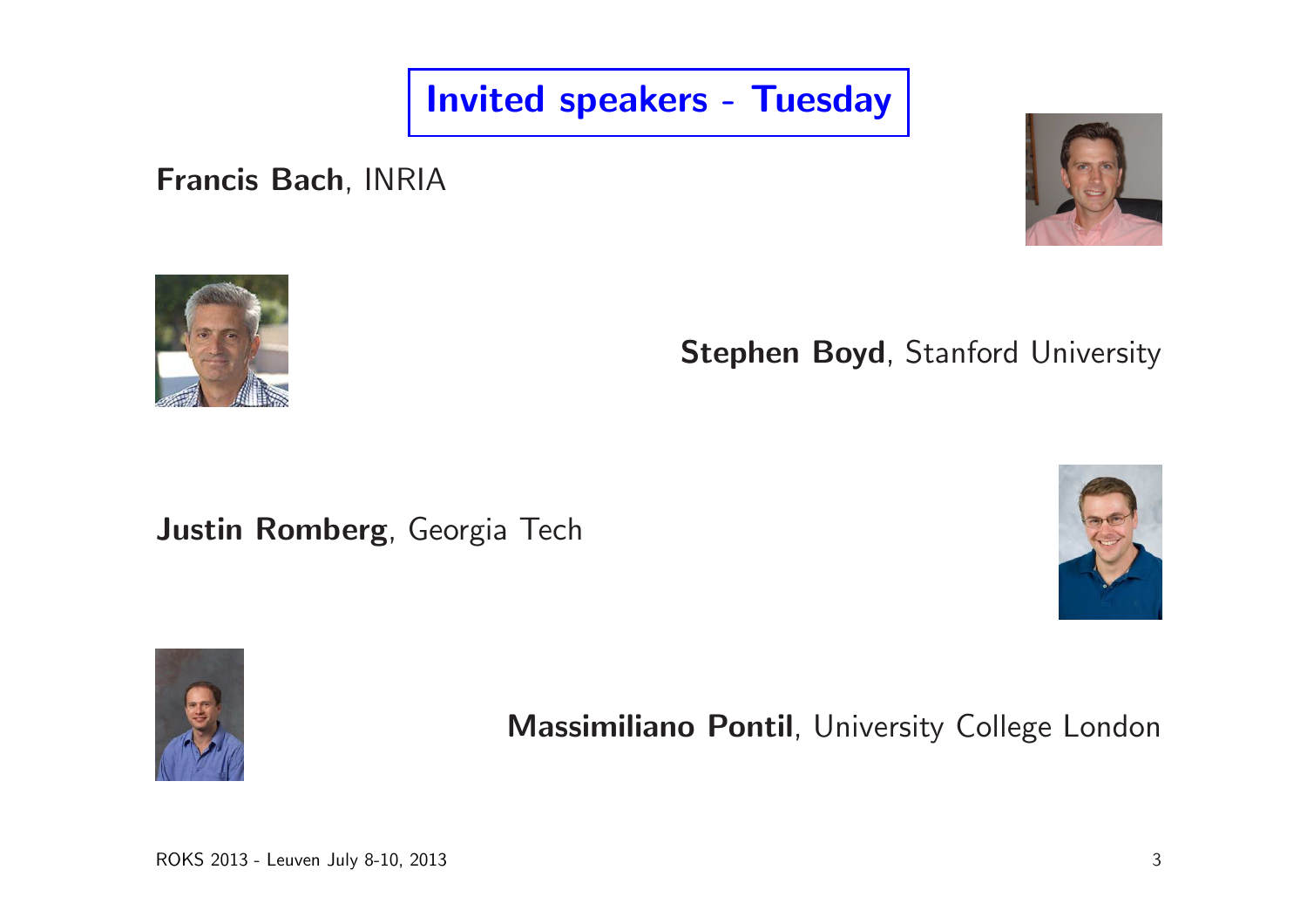# Invited speakers - Tuesday

**Francis Bach**, INRIA

**Stephen Boyd**, Stanford University

**Justin Romberg**, Georgia Tech

**Massimiliano Pontil**, University College London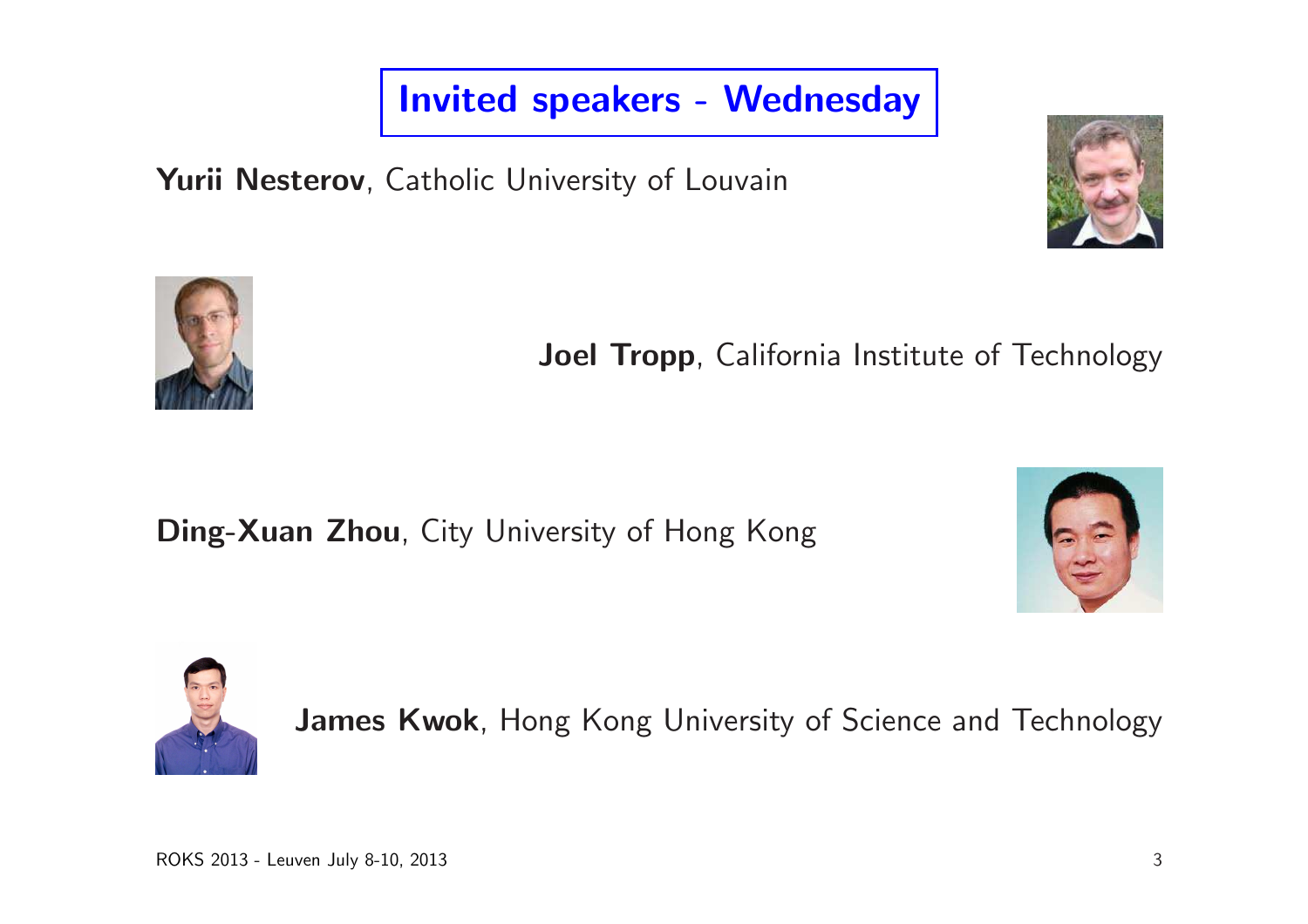# Invited speakers - Wednesday

**Yurii Nesterov**, Catholic University of Louvain

**Joel Tropp**, California Institute of Technology

**Ding-Xuan Zhou**, City University of Hong Kong

**James Kwok**, Hong Kong University of Science and Technology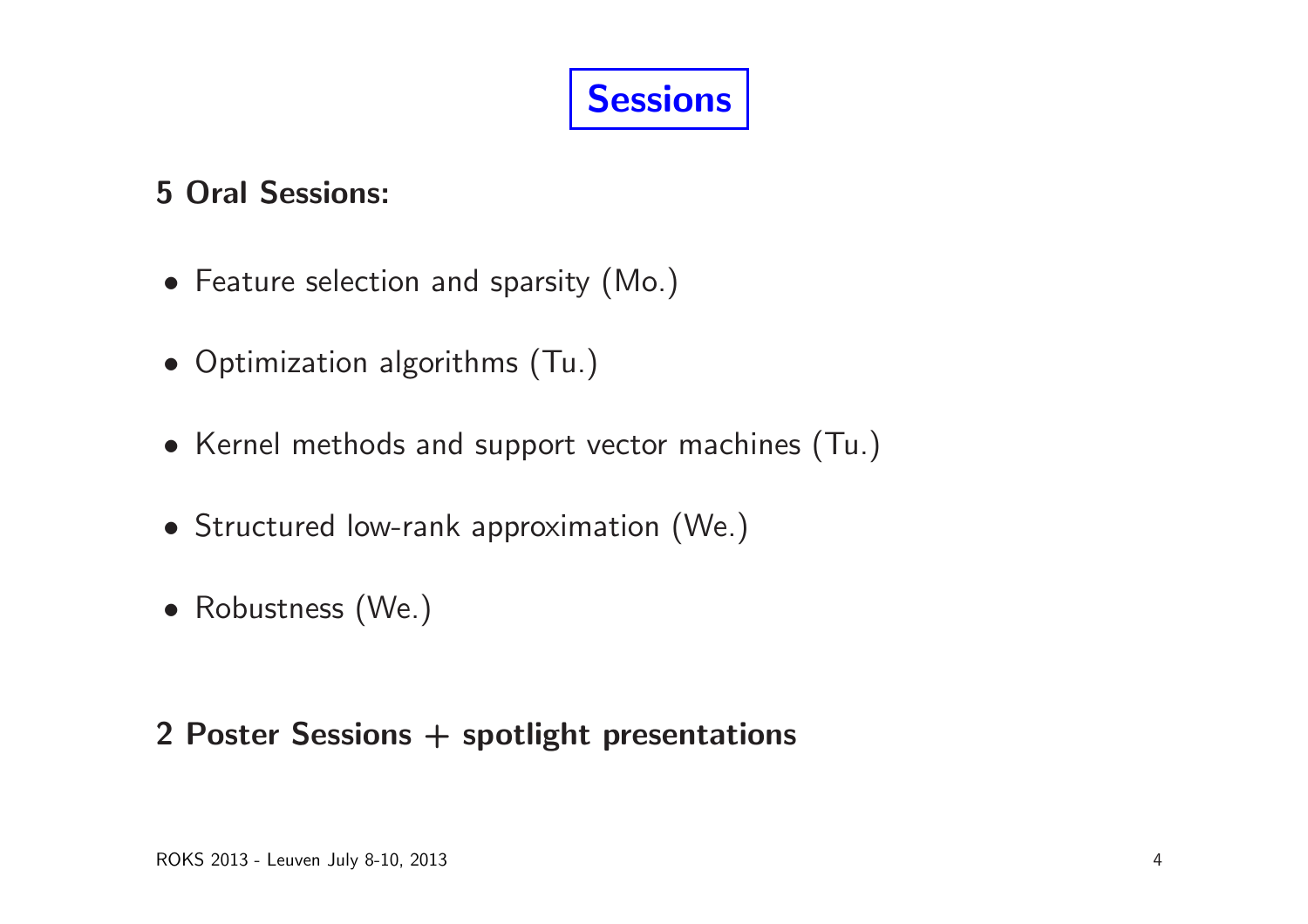# Sessions

**5 Oral Sessions:**

- Feature selection and sparsity (Mo.)
- Optimization algorithms (Tu.)
- Kernel methods and support vector machines (Tu.)
- Structured low-rank approximation (We.)
- Robustness (We.)

**2 Poster Sessions + spotlight presentations**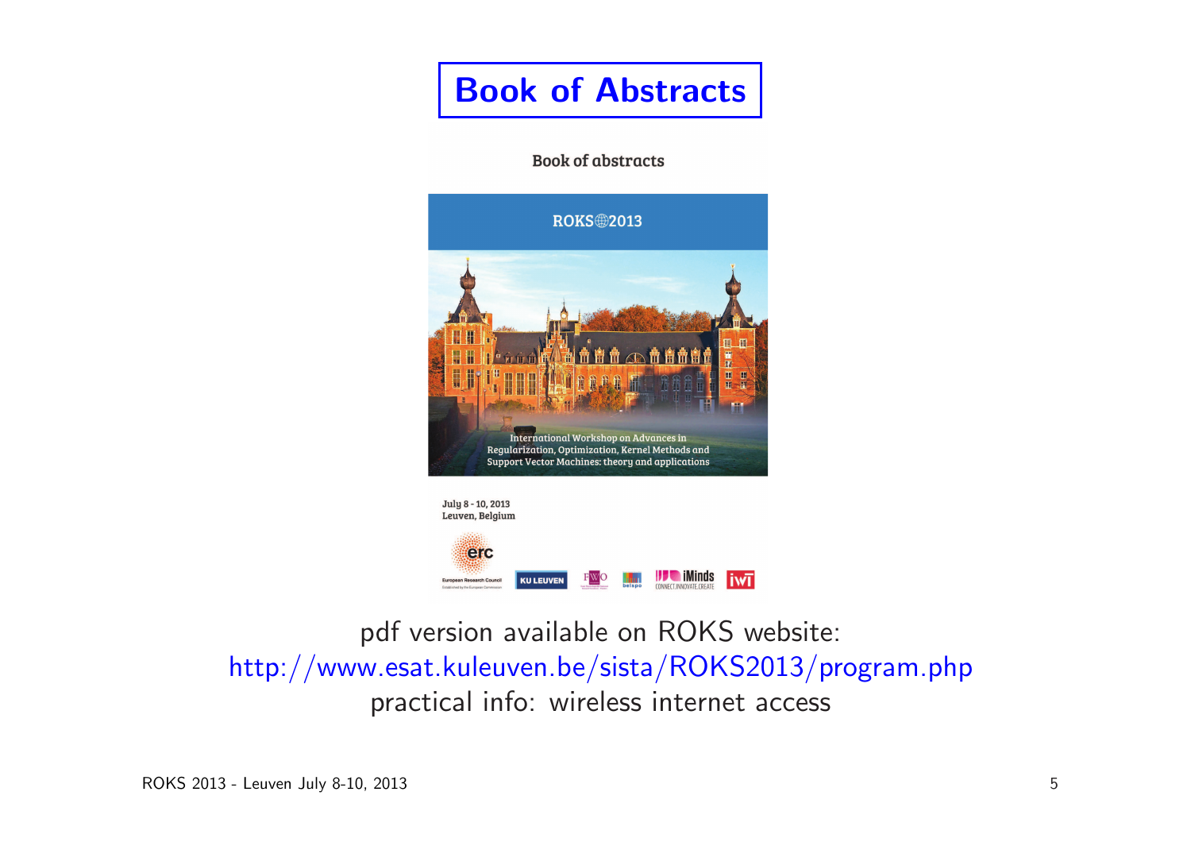# Book of Abstracts

Book of abstracts

ROKS 2013

International Workshop on Advances in Regularization, Optimization, Kernel Methods and Support Vector Machines: theory and applications

July 8 - 10, 2013
Leuven, Belgium

pdf version available on ROKS website:
http://www.esat.kuleuven.be/sista/ROKS2013/program.php
practical info: wireless internet access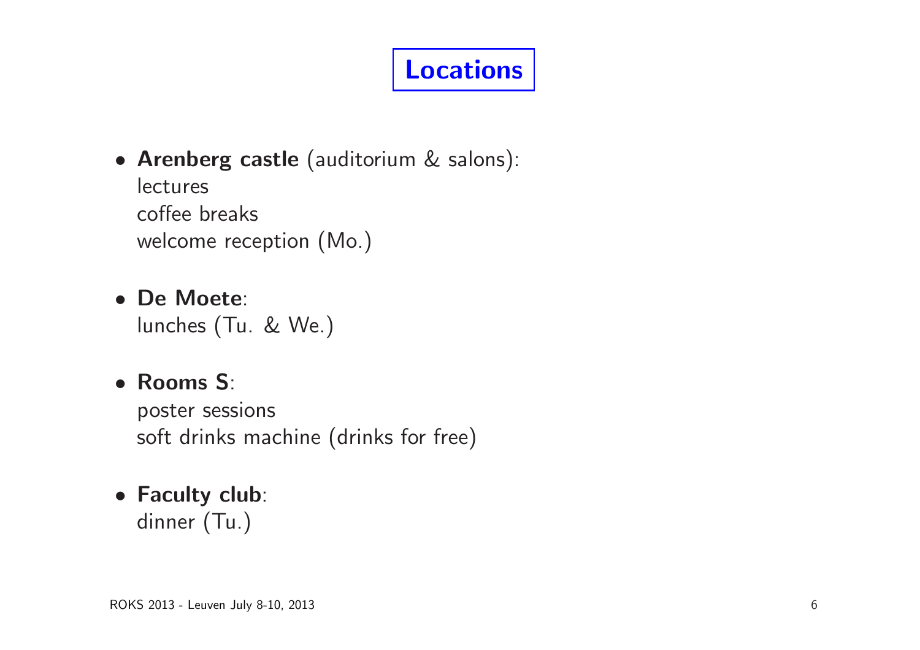# Locations

- **Arenberg castle** (auditorium & salons):
  lectures
  coffee breaks
  welcome reception (Mo.)

- **De Moete**:
  lunches (Tu. & We.)

- **Rooms S**:
  poster sessions
  soft drinks machine (drinks for free)

- **Faculty club**:
  dinner (Tu.)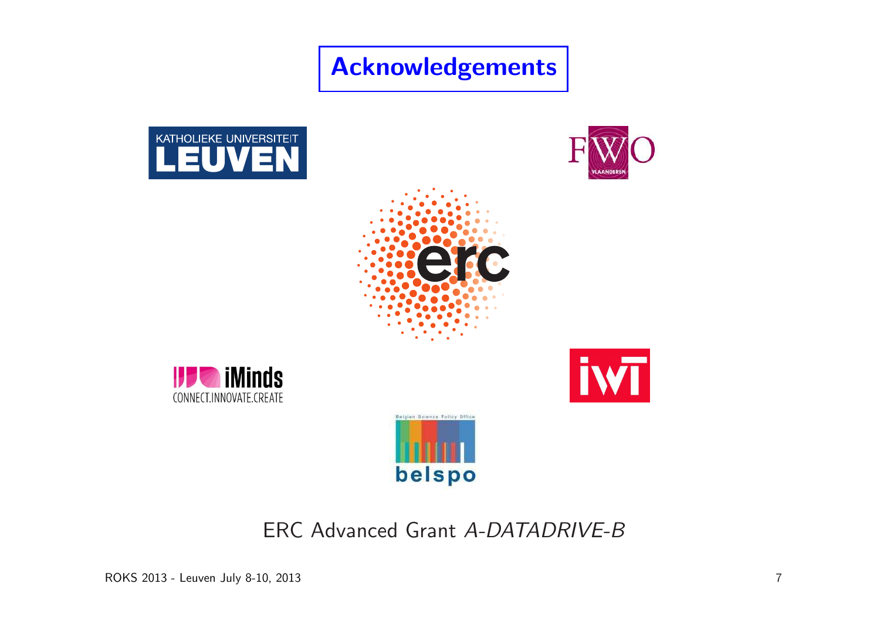# Acknowledgements

ERC Advanced Grant *A-DATADRIVE-B*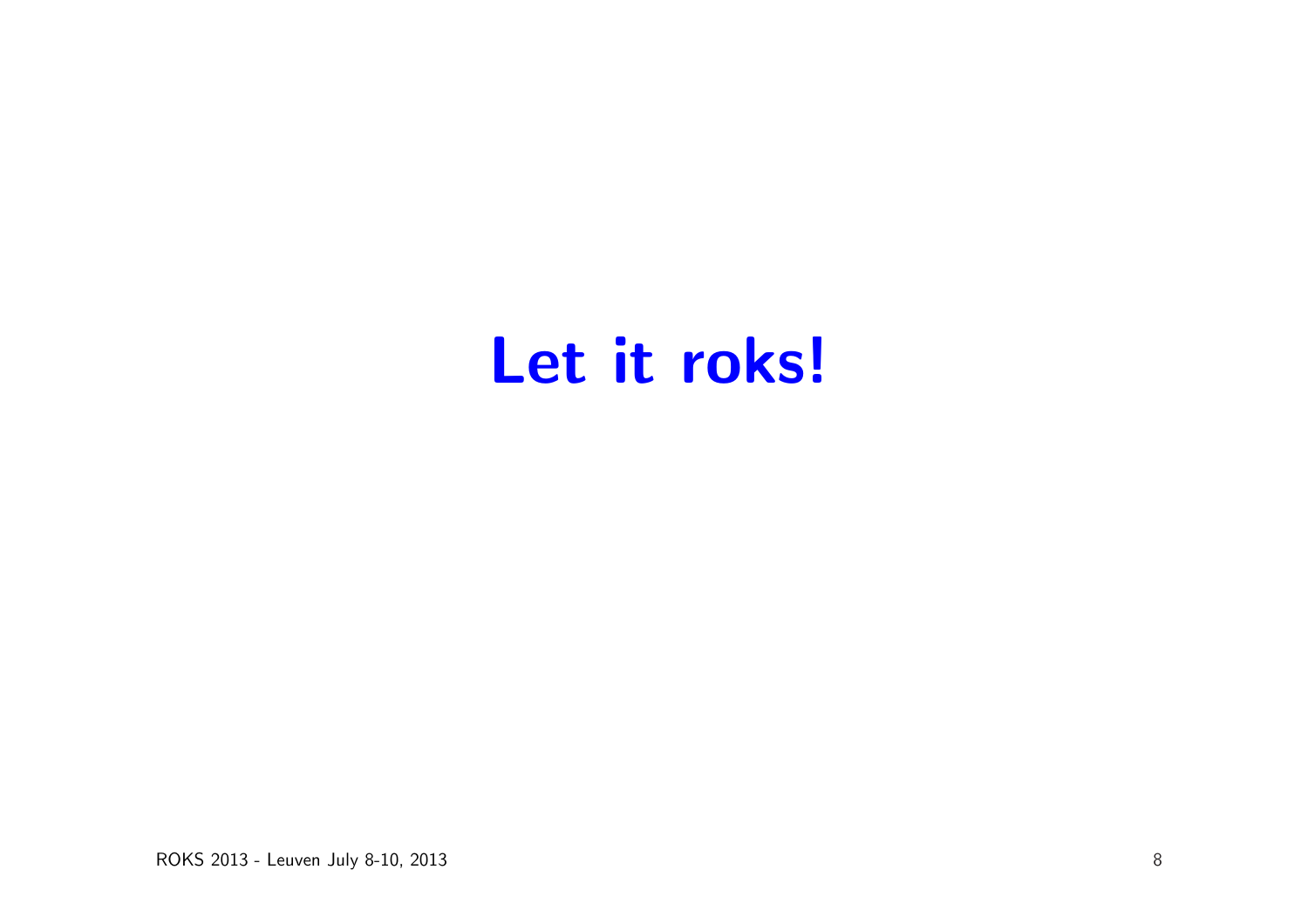# Let it roks!